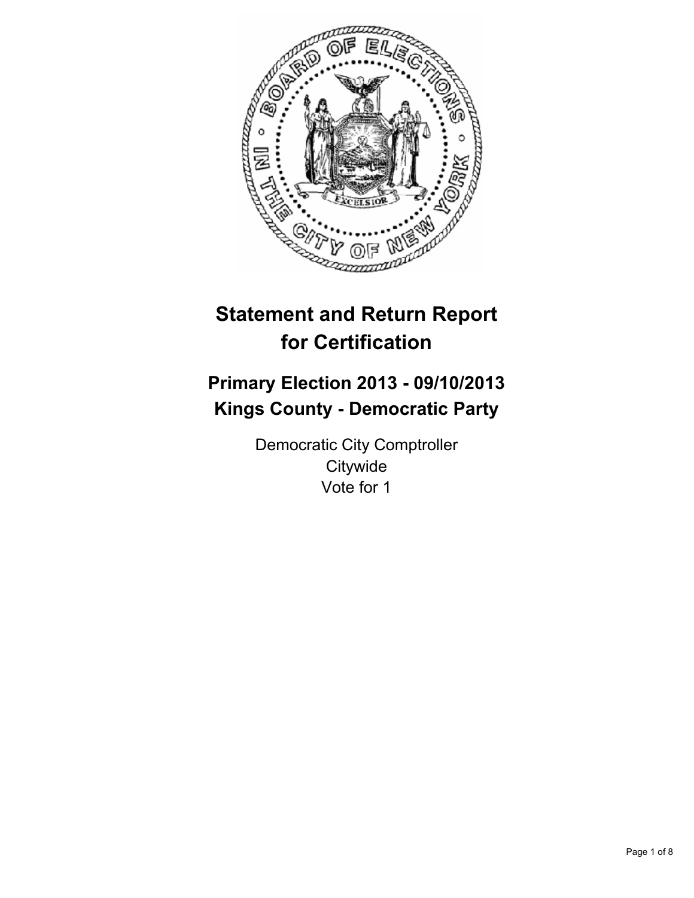# Statement and Return Report for Certification

## Primary Election 2013 - 09/10/2013
## Kings County - Democratic Party

Democratic City Comptroller
Citywide
Vote for 1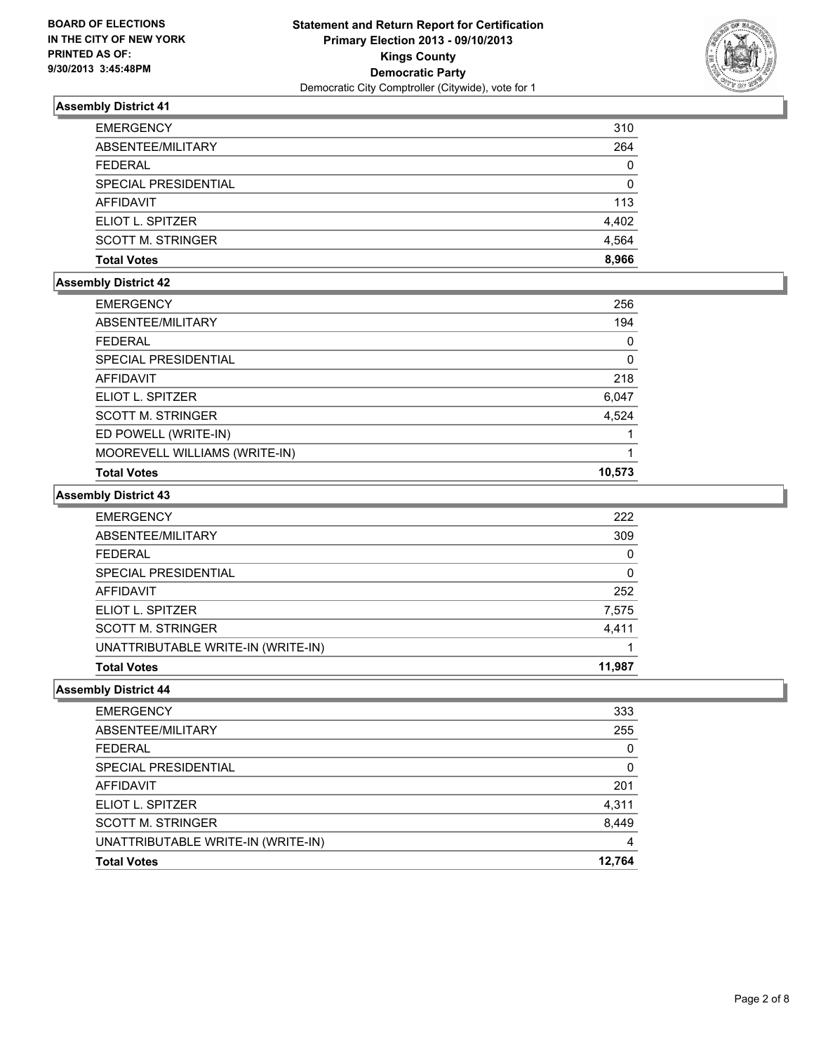**BOARD OF ELECTIONS**
**IN THE CITY OF NEW YORK**
**PRINTED AS OF:**
**9/30/2013 3:45:48PM**

**Statement and Return Report for Certification**
**Primary Election 2013 - 09/10/2013**
**Kings County**
**Democratic Party**
Democratic City Comptroller (Citywide), vote for 1

### Assembly District 41

| | |
|---|---|
| EMERGENCY | 310 |
| ABSENTEE/MILITARY | 264 |
| FEDERAL | 0 |
| SPECIAL PRESIDENTIAL | 0 |
| AFFIDAVIT | 113 |
| ELIOT L. SPITZER | 4,402 |
| SCOTT M. STRINGER | 4,564 |
| **Total Votes** | **8,966** |

### Assembly District 42

| | |
|---|---|
| EMERGENCY | 256 |
| ABSENTEE/MILITARY | 194 |
| FEDERAL | 0 |
| SPECIAL PRESIDENTIAL | 0 |
| AFFIDAVIT | 218 |
| ELIOT L. SPITZER | 6,047 |
| SCOTT M. STRINGER | 4,524 |
| ED POWELL (WRITE-IN) | 1 |
| MOOREVELL WILLIAMS (WRITE-IN) | 1 |
| **Total Votes** | **10,573** |

### Assembly District 43

| | |
|---|---|
| EMERGENCY | 222 |
| ABSENTEE/MILITARY | 309 |
| FEDERAL | 0 |
| SPECIAL PRESIDENTIAL | 0 |
| AFFIDAVIT | 252 |
| ELIOT L. SPITZER | 7,575 |
| SCOTT M. STRINGER | 4,411 |
| UNATTRIBUTABLE WRITE-IN (WRITE-IN) | 1 |
| **Total Votes** | **11,987** |

### Assembly District 44

| | |
|---|---|
| EMERGENCY | 333 |
| ABSENTEE/MILITARY | 255 |
| FEDERAL | 0 |
| SPECIAL PRESIDENTIAL | 0 |
| AFFIDAVIT | 201 |
| ELIOT L. SPITZER | 4,311 |
| SCOTT M. STRINGER | 8,449 |
| UNATTRIBUTABLE WRITE-IN (WRITE-IN) | 4 |
| **Total Votes** | **12,764** |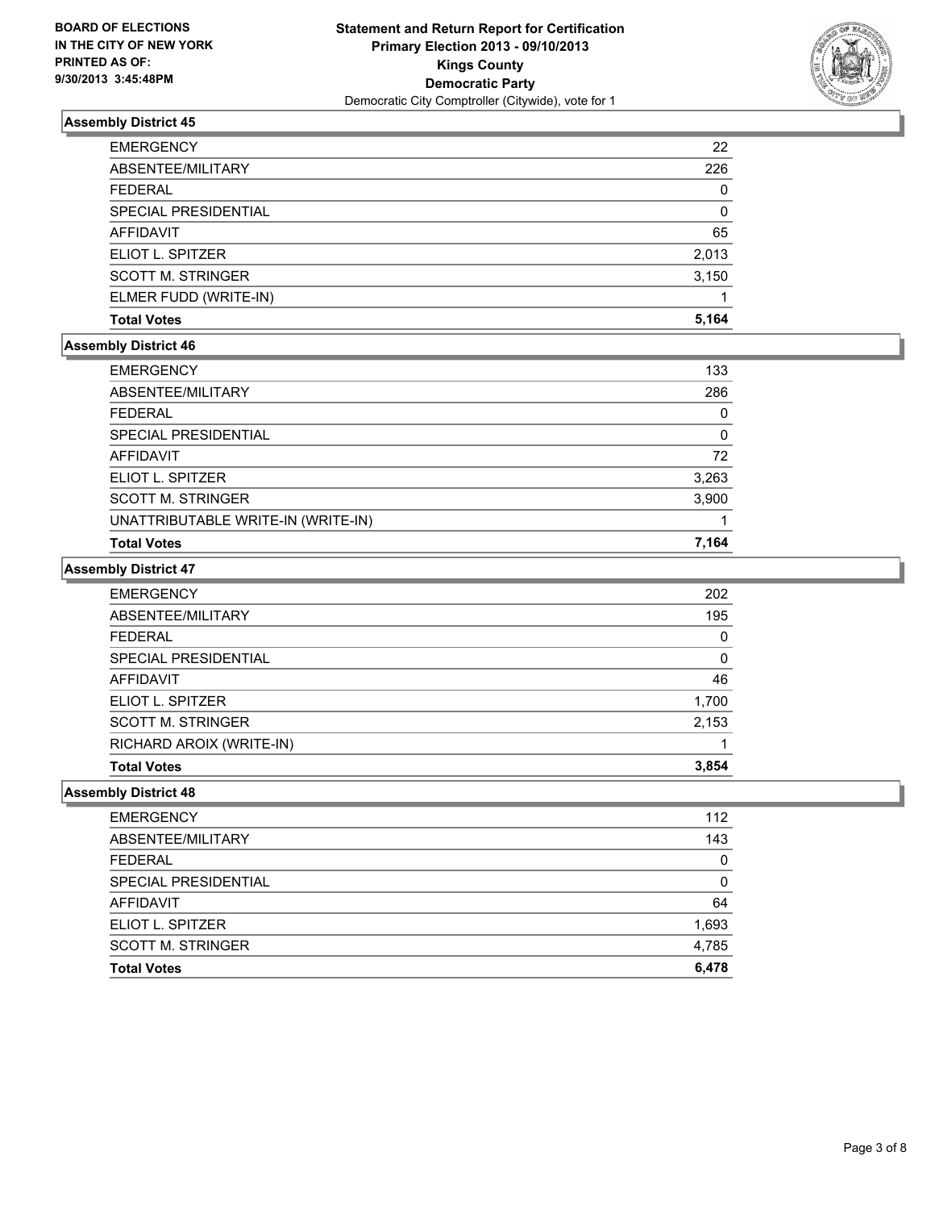**BOARD OF ELECTIONS IN THE CITY OF NEW YORK PRINTED AS OF: 9/30/2013 3:45:48PM**

**Statement and Return Report for Certification**
**Primary Election 2013 - 09/10/2013**
**Kings County**
**Democratic Party**
Democratic City Comptroller (Citywide), vote for 1

### Assembly District 45

| | |
|---|---|
| EMERGENCY | 22 |
| ABSENTEE/MILITARY | 226 |
| FEDERAL | 0 |
| SPECIAL PRESIDENTIAL | 0 |
| AFFIDAVIT | 65 |
| ELIOT L. SPITZER | 2,013 |
| SCOTT M. STRINGER | 3,150 |
| ELMER FUDD (WRITE-IN) | 1 |
| **Total Votes** | **5,164** |

### Assembly District 46

| | |
|---|---|
| EMERGENCY | 133 |
| ABSENTEE/MILITARY | 286 |
| FEDERAL | 0 |
| SPECIAL PRESIDENTIAL | 0 |
| AFFIDAVIT | 72 |
| ELIOT L. SPITZER | 3,263 |
| SCOTT M. STRINGER | 3,900 |
| UNATTRIBUTABLE WRITE-IN (WRITE-IN) | 1 |
| **Total Votes** | **7,164** |

### Assembly District 47

| | |
|---|---|
| EMERGENCY | 202 |
| ABSENTEE/MILITARY | 195 |
| FEDERAL | 0 |
| SPECIAL PRESIDENTIAL | 0 |
| AFFIDAVIT | 46 |
| ELIOT L. SPITZER | 1,700 |
| SCOTT M. STRINGER | 2,153 |
| RICHARD AROIX (WRITE-IN) | 1 |
| **Total Votes** | **3,854** |

### Assembly District 48

| | |
|---|---|
| EMERGENCY | 112 |
| ABSENTEE/MILITARY | 143 |
| FEDERAL | 0 |
| SPECIAL PRESIDENTIAL | 0 |
| AFFIDAVIT | 64 |
| ELIOT L. SPITZER | 1,693 |
| SCOTT M. STRINGER | 4,785 |
| **Total Votes** | **6,478** |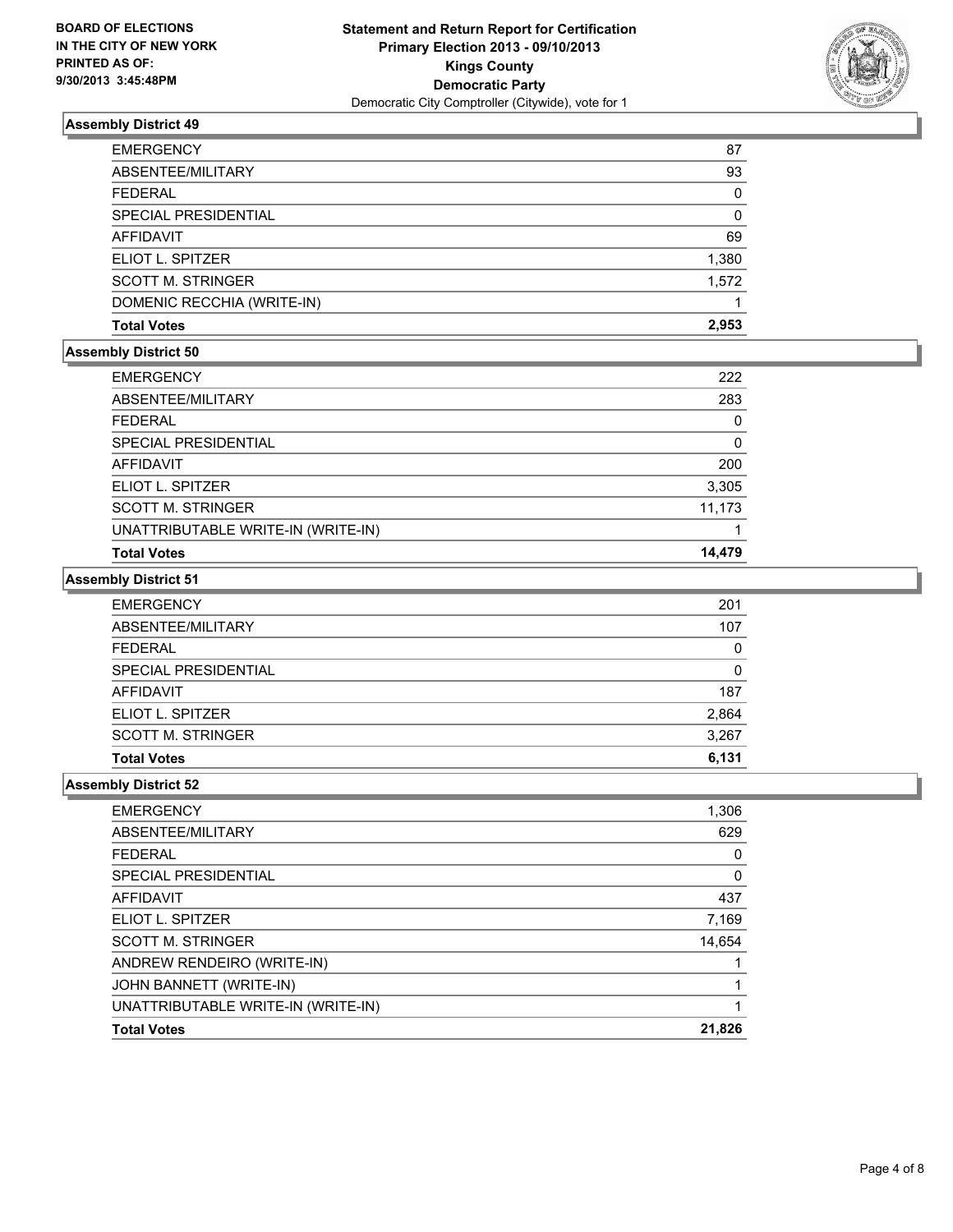**BOARD OF ELECTIONS IN THE CITY OF NEW YORK PRINTED AS OF: 9/30/2013 3:45:48PM**

**Statement and Return Report for Certification Primary Election 2013 - 09/10/2013 Kings County Democratic Party**
Democratic City Comptroller (Citywide), vote for 1

### Assembly District 49

| | |
|---|---|
| EMERGENCY | 87 |
| ABSENTEE/MILITARY | 93 |
| FEDERAL | 0 |
| SPECIAL PRESIDENTIAL | 0 |
| AFFIDAVIT | 69 |
| ELIOT L. SPITZER | 1,380 |
| SCOTT M. STRINGER | 1,572 |
| DOMENIC RECCHIA (WRITE-IN) | 1 |
| **Total Votes** | **2,953** |

### Assembly District 50

| | |
|---|---|
| EMERGENCY | 222 |
| ABSENTEE/MILITARY | 283 |
| FEDERAL | 0 |
| SPECIAL PRESIDENTIAL | 0 |
| AFFIDAVIT | 200 |
| ELIOT L. SPITZER | 3,305 |
| SCOTT M. STRINGER | 11,173 |
| UNATTRIBUTABLE WRITE-IN (WRITE-IN) | 1 |
| **Total Votes** | **14,479** |

### Assembly District 51

| | |
|---|---|
| EMERGENCY | 201 |
| ABSENTEE/MILITARY | 107 |
| FEDERAL | 0 |
| SPECIAL PRESIDENTIAL | 0 |
| AFFIDAVIT | 187 |
| ELIOT L. SPITZER | 2,864 |
| SCOTT M. STRINGER | 3,267 |
| **Total Votes** | **6,131** |

### Assembly District 52

| | |
|---|---|
| EMERGENCY | 1,306 |
| ABSENTEE/MILITARY | 629 |
| FEDERAL | 0 |
| SPECIAL PRESIDENTIAL | 0 |
| AFFIDAVIT | 437 |
| ELIOT L. SPITZER | 7,169 |
| SCOTT M. STRINGER | 14,654 |
| ANDREW RENDEIRO (WRITE-IN) | 1 |
| JOHN BANNETT (WRITE-IN) | 1 |
| UNATTRIBUTABLE WRITE-IN (WRITE-IN) | 1 |
| **Total Votes** | **21,826** |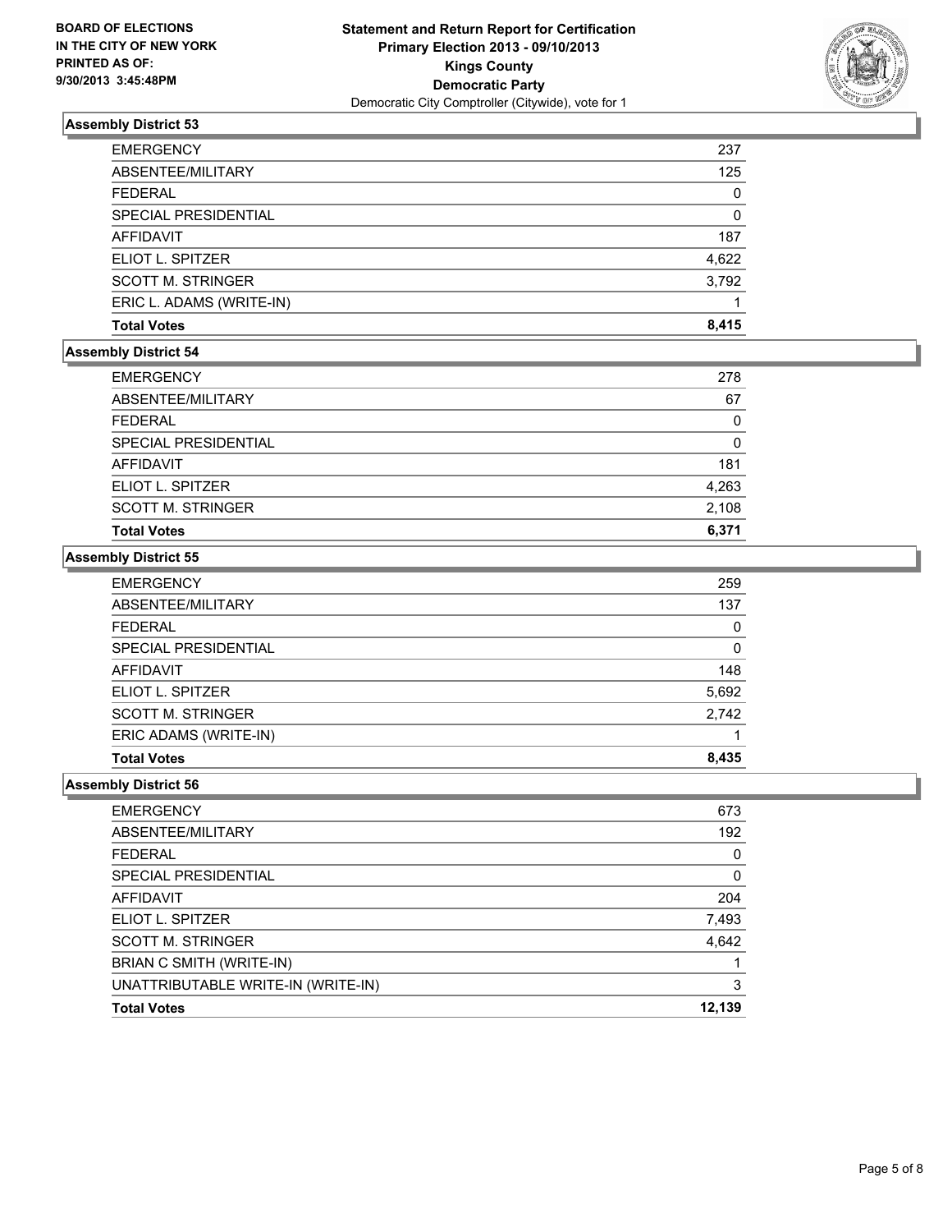**BOARD OF ELECTIONS IN THE CITY OF NEW YORK PRINTED AS OF: 9/30/2013 3:45:48PM**

**Statement and Return Report for Certification Primary Election 2013 - 09/10/2013 Kings County Democratic Party**
Democratic City Comptroller (Citywide), vote for 1

### Assembly District 53

| | |
|---|---|
| EMERGENCY | 237 |
| ABSENTEE/MILITARY | 125 |
| FEDERAL | 0 |
| SPECIAL PRESIDENTIAL | 0 |
| AFFIDAVIT | 187 |
| ELIOT L. SPITZER | 4,622 |
| SCOTT M. STRINGER | 3,792 |
| ERIC L. ADAMS (WRITE-IN) | 1 |
| **Total Votes** | **8,415** |

### Assembly District 54

| | |
|---|---|
| EMERGENCY | 278 |
| ABSENTEE/MILITARY | 67 |
| FEDERAL | 0 |
| SPECIAL PRESIDENTIAL | 0 |
| AFFIDAVIT | 181 |
| ELIOT L. SPITZER | 4,263 |
| SCOTT M. STRINGER | 2,108 |
| **Total Votes** | **6,371** |

### Assembly District 55

| | |
|---|---|
| EMERGENCY | 259 |
| ABSENTEE/MILITARY | 137 |
| FEDERAL | 0 |
| SPECIAL PRESIDENTIAL | 0 |
| AFFIDAVIT | 148 |
| ELIOT L. SPITZER | 5,692 |
| SCOTT M. STRINGER | 2,742 |
| ERIC ADAMS (WRITE-IN) | 1 |
| **Total Votes** | **8,435** |

### Assembly District 56

| | |
|---|---|
| EMERGENCY | 673 |
| ABSENTEE/MILITARY | 192 |
| FEDERAL | 0 |
| SPECIAL PRESIDENTIAL | 0 |
| AFFIDAVIT | 204 |
| ELIOT L. SPITZER | 7,493 |
| SCOTT M. STRINGER | 4,642 |
| BRIAN C SMITH (WRITE-IN) | 1 |
| UNATTRIBUTABLE WRITE-IN (WRITE-IN) | 3 |
| **Total Votes** | **12,139** |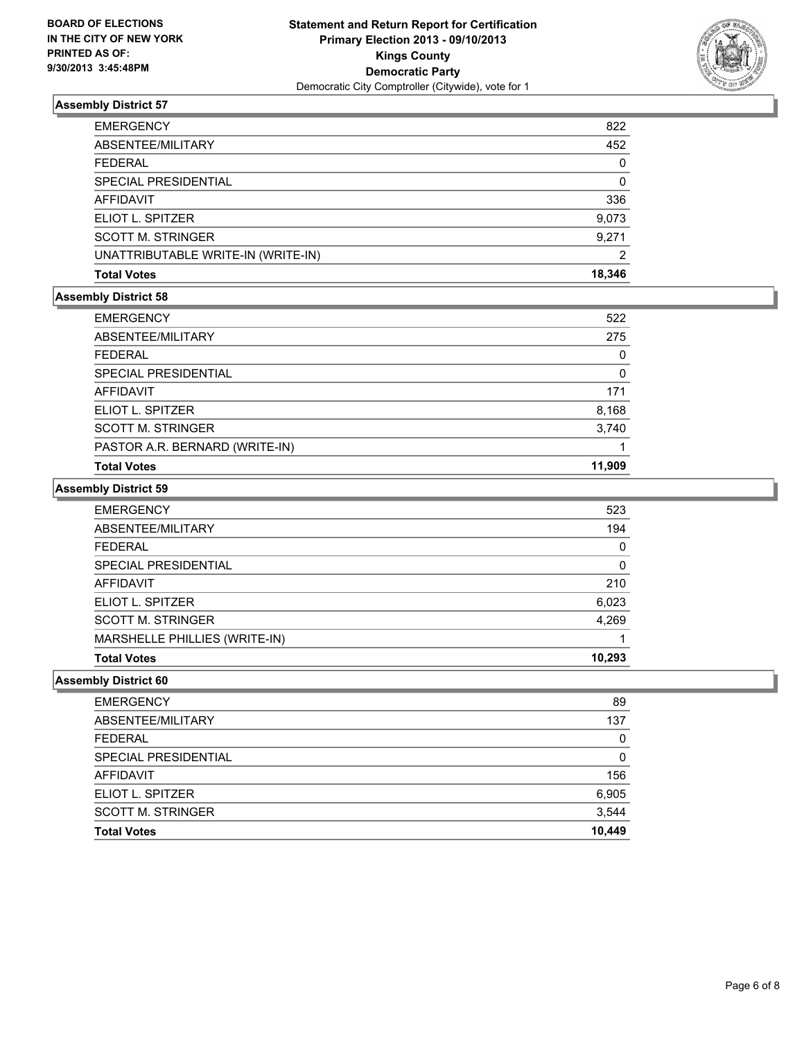**BOARD OF ELECTIONS IN THE CITY OF NEW YORK PRINTED AS OF: 9/30/2013 3:45:48PM**

**Statement and Return Report for Certification Primary Election 2013 - 09/10/2013 Kings County Democratic Party**
Democratic City Comptroller (Citywide), vote for 1

### Assembly District 57

| | |
|---|---|
| EMERGENCY | 822 |
| ABSENTEE/MILITARY | 452 |
| FEDERAL | 0 |
| SPECIAL PRESIDENTIAL | 0 |
| AFFIDAVIT | 336 |
| ELIOT L. SPITZER | 9,073 |
| SCOTT M. STRINGER | 9,271 |
| UNATTRIBUTABLE WRITE-IN (WRITE-IN) | 2 |
| **Total Votes** | **18,346** |

### Assembly District 58

| | |
|---|---|
| EMERGENCY | 522 |
| ABSENTEE/MILITARY | 275 |
| FEDERAL | 0 |
| SPECIAL PRESIDENTIAL | 0 |
| AFFIDAVIT | 171 |
| ELIOT L. SPITZER | 8,168 |
| SCOTT M. STRINGER | 3,740 |
| PASTOR A.R. BERNARD (WRITE-IN) | 1 |
| **Total Votes** | **11,909** |

### Assembly District 59

| | |
|---|---|
| EMERGENCY | 523 |
| ABSENTEE/MILITARY | 194 |
| FEDERAL | 0 |
| SPECIAL PRESIDENTIAL | 0 |
| AFFIDAVIT | 210 |
| ELIOT L. SPITZER | 6,023 |
| SCOTT M. STRINGER | 4,269 |
| MARSHELLE PHILLIES (WRITE-IN) | 1 |
| **Total Votes** | **10,293** |

### Assembly District 60

| | |
|---|---|
| EMERGENCY | 89 |
| ABSENTEE/MILITARY | 137 |
| FEDERAL | 0 |
| SPECIAL PRESIDENTIAL | 0 |
| AFFIDAVIT | 156 |
| ELIOT L. SPITZER | 6,905 |
| SCOTT M. STRINGER | 3,544 |
| **Total Votes** | **10,449** |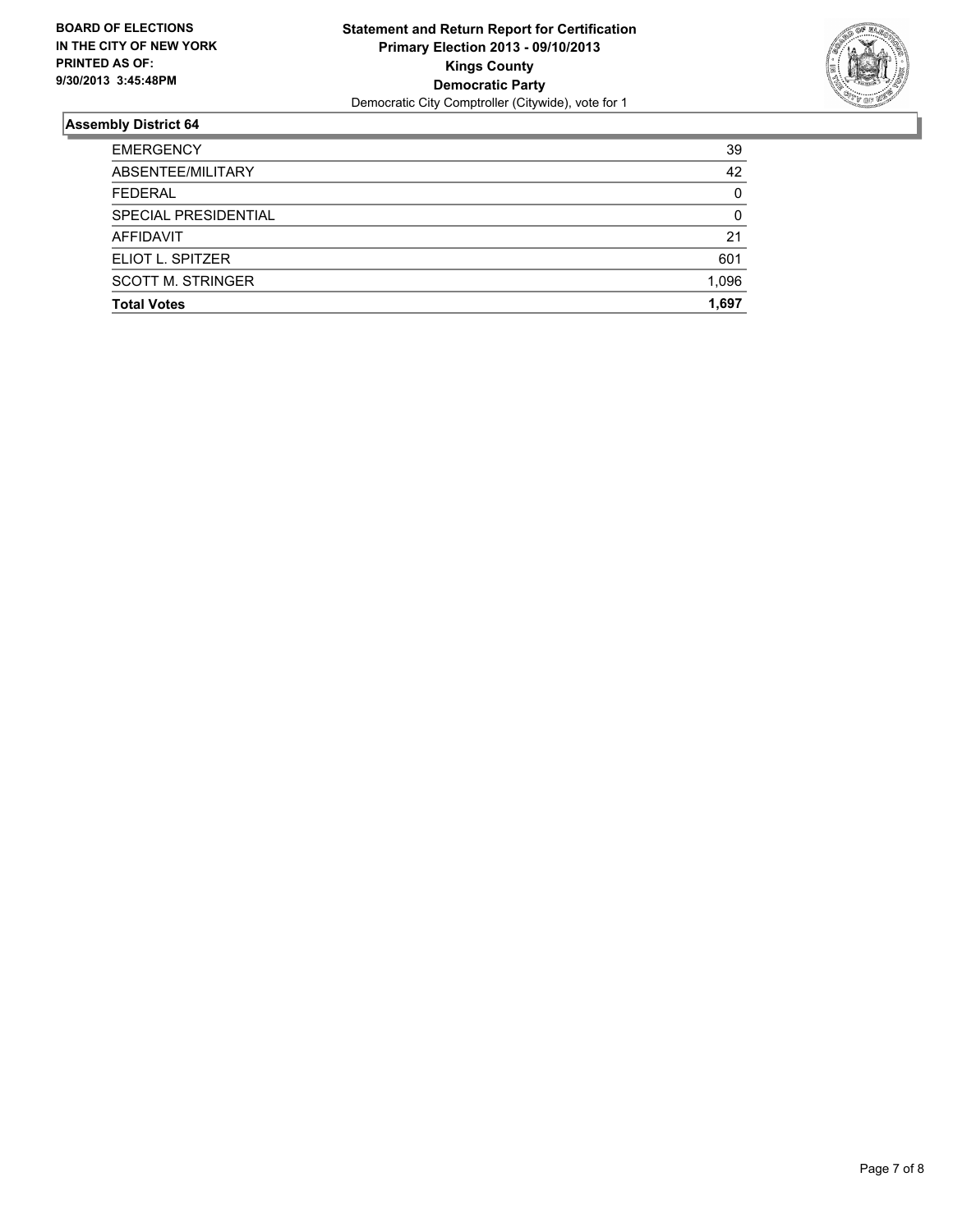**BOARD OF ELECTIONS IN THE CITY OF NEW YORK PRINTED AS OF: 9/30/2013 3:45:48PM**

**Statement and Return Report for Certification**
**Primary Election 2013 - 09/10/2013**
**Kings County**
**Democratic Party**
Democratic City Comptroller (Citywide), vote for 1

### Assembly District 64

| | |
|---|---|
| EMERGENCY | 39 |
| ABSENTEE/MILITARY | 42 |
| FEDERAL | 0 |
| SPECIAL PRESIDENTIAL | 0 |
| AFFIDAVIT | 21 |
| ELIOT L. SPITZER | 601 |
| SCOTT M. STRINGER | 1,096 |
| **Total Votes** | **1,697** |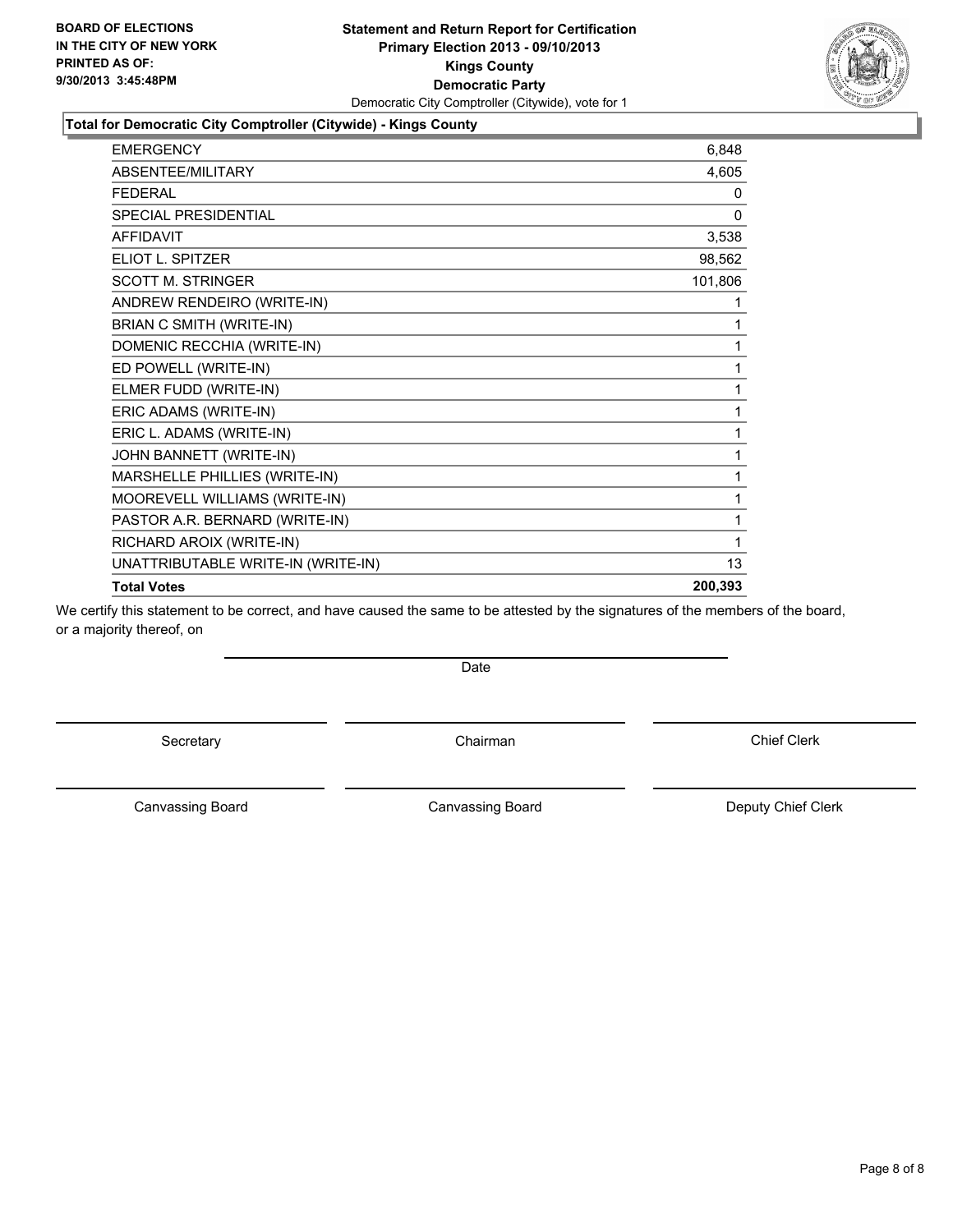**BOARD OF ELECTIONS IN THE CITY OF NEW YORK PRINTED AS OF: 9/30/2013 3:45:48PM**

**Statement and Return Report for Certification**
**Primary Election 2013 - 09/10/2013**
**Kings County**
**Democratic Party**
Democratic City Comptroller (Citywide), vote for 1

**Total for Democratic City Comptroller (Citywide) - Kings County**

| | |
|---|---|
| EMERGENCY | 6,848 |
| ABSENTEE/MILITARY | 4,605 |
| FEDERAL | 0 |
| SPECIAL PRESIDENTIAL | 0 |
| AFFIDAVIT | 3,538 |
| ELIOT L. SPITZER | 98,562 |
| SCOTT M. STRINGER | 101,806 |
| ANDREW RENDEIRO (WRITE-IN) | 1 |
| BRIAN C SMITH (WRITE-IN) | 1 |
| DOMENIC RECCHIA (WRITE-IN) | 1 |
| ED POWELL (WRITE-IN) | 1 |
| ELMER FUDD (WRITE-IN) | 1 |
| ERIC ADAMS (WRITE-IN) | 1 |
| ERIC L. ADAMS (WRITE-IN) | 1 |
| JOHN BANNETT (WRITE-IN) | 1 |
| MARSHELLE PHILLIES (WRITE-IN) | 1 |
| MOOREVELL WILLIAMS (WRITE-IN) | 1 |
| PASTOR A.R. BERNARD (WRITE-IN) | 1 |
| RICHARD AROIX (WRITE-IN) | 1 |
| UNATTRIBUTABLE WRITE-IN (WRITE-IN) | 13 |
| **Total Votes** | **200,393** |

We certify this statement to be correct, and have caused the same to be attested by the signatures of the members of the board, or a majority thereof, on

Date

Secretary | Chairman | Chief Clerk

Canvassing Board | Canvassing Board | Deputy Chief Clerk